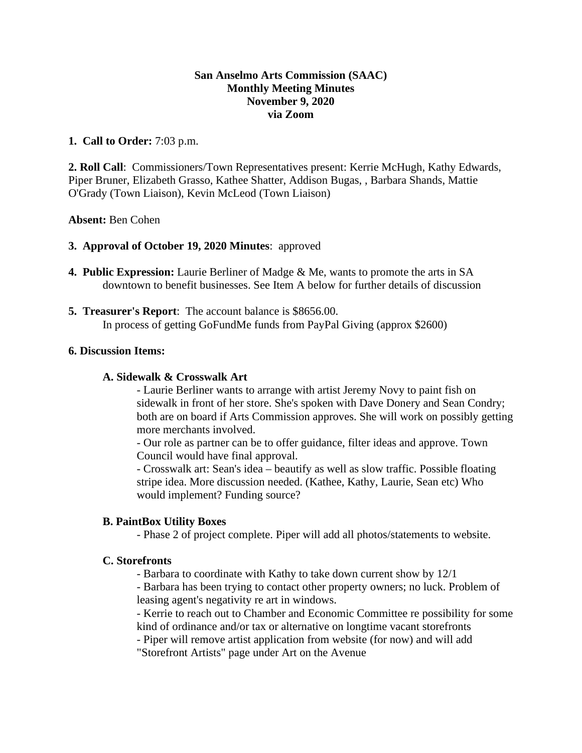**San Anselmo Arts Commission (SAAC)**
**Monthly Meeting Minutes**
**November 9, 2020**
**via Zoom**

**1. Call to Order:** 7:03 p.m.

**2. Roll Call**: Commissioners/Town Representatives present: Kerrie McHugh, Kathy Edwards, Piper Bruner, Elizabeth Grasso, Kathee Shatter, Addison Bugas, , Barbara Shands, Mattie O'Grady (Town Liaison), Kevin McLeod (Town Liaison)

**Absent:** Ben Cohen

**3. Approval of October 19, 2020 Minutes**: approved

**4. Public Expression:** Laurie Berliner of Madge & Me, wants to promote the arts in SA downtown to benefit businesses. See Item A below for further details of discussion

**5. Treasurer's Report**: The account balance is $8656.00.
In process of getting GoFundMe funds from PayPal Giving (approx $2600)

**6. Discussion Items:**

**A. Sidewalk & Crosswalk Art**

- Laurie Berliner wants to arrange with artist Jeremy Novy to paint fish on sidewalk in front of her store. She's spoken with Dave Donery and Sean Condry; both are on board if Arts Commission approves. She will work on possibly getting more merchants involved.
- Our role as partner can be to offer guidance, filter ideas and approve. Town Council would have final approval.
- Crosswalk art: Sean's idea – beautify as well as slow traffic. Possible floating stripe idea. More discussion needed. (Kathee, Kathy, Laurie, Sean etc) Who would implement? Funding source?

**B. PaintBox Utility Boxes**

- Phase 2 of project complete. Piper will add all photos/statements to website.

**C. Storefronts**

- Barbara to coordinate with Kathy to take down current show by 12/1
- Barbara has been trying to contact other property owners; no luck. Problem of leasing agent's negativity re art in windows.
- Kerrie to reach out to Chamber and Economic Committee re possibility for some kind of ordinance and/or tax or alternative on longtime vacant storefronts
- Piper will remove artist application from website (for now) and will add "Storefront Artists" page under Art on the Avenue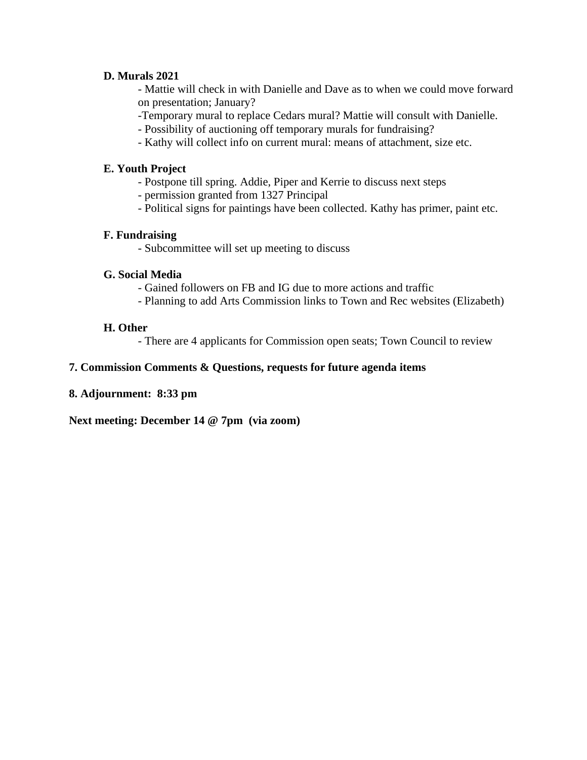**D. Murals 2021**

- Mattie will check in with Danielle and Dave as to when we could move forward on presentation; January?
- Temporary mural to replace Cedars mural? Mattie will consult with Danielle.
- Possibility of auctioning off temporary murals for fundraising?
- Kathy will collect info on current mural: means of attachment, size etc.

**E. Youth Project**

- Postpone till spring. Addie, Piper and Kerrie to discuss next steps
- permission granted from 1327 Principal
- Political signs for paintings have been collected. Kathy has primer, paint etc.

**F. Fundraising**

- Subcommittee will set up meeting to discuss

**G. Social Media**

- Gained followers on FB and IG due to more actions and traffic
- Planning to add Arts Commission links to Town and Rec websites (Elizabeth)

**H. Other**

- There are 4 applicants for Commission open seats; Town Council to review

**7. Commission Comments & Questions, requests for future agenda items**

**8. Adjournment: 8:33 pm**

**Next meeting: December 14 @ 7pm (via zoom)**